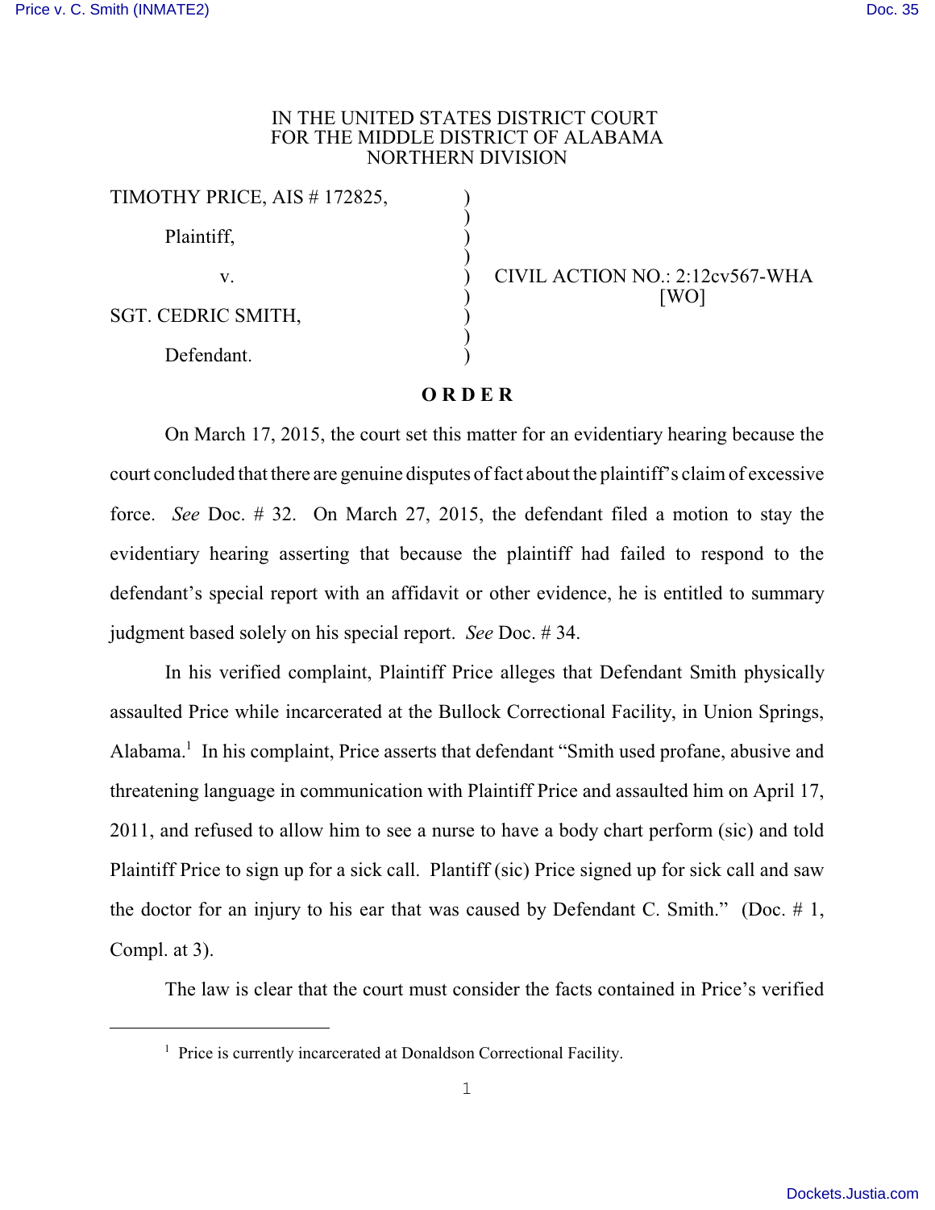IN THE UNITED STATES DISTRICT COURT
FOR THE MIDDLE DISTRICT OF ALABAMA
NORTHERN DIVISION

TIMOTHY PRICE, AIS # 172825,

Plaintiff,

v.

SGT. CEDRIC SMITH,

Defendant.

CIVIL ACTION NO.: 2:12cv567-WHA
[WO]

**O R D E R**

On March 17, 2015, the court set this matter for an evidentiary hearing because the court concluded that there are genuine disputes of fact about the plaintiff's claim of excessive force. *See* Doc. # 32. On March 27, 2015, the defendant filed a motion to stay the evidentiary hearing asserting that because the plaintiff had failed to respond to the defendant's special report with an affidavit or other evidence, he is entitled to summary judgment based solely on his special report. *See* Doc. # 34.

In his verified complaint, Plaintiff Price alleges that Defendant Smith physically assaulted Price while incarcerated at the Bullock Correctional Facility, in Union Springs, Alabama.[1] In his complaint, Price asserts that defendant "Smith used profane, abusive and threatening language in communication with Plaintiff Price and assaulted him on April 17, 2011, and refused to allow him to see a nurse to have a body chart perform (sic) and told Plaintiff Price to sign up for a sick call. Plantiff (sic) Price signed up for sick call and saw the doctor for an injury to his ear that was caused by Defendant C. Smith." (Doc. # 1, Compl. at 3).

The law is clear that the court must consider the facts contained in Price's verified

[1] Price is currently incarcerated at Donaldson Correctional Facility.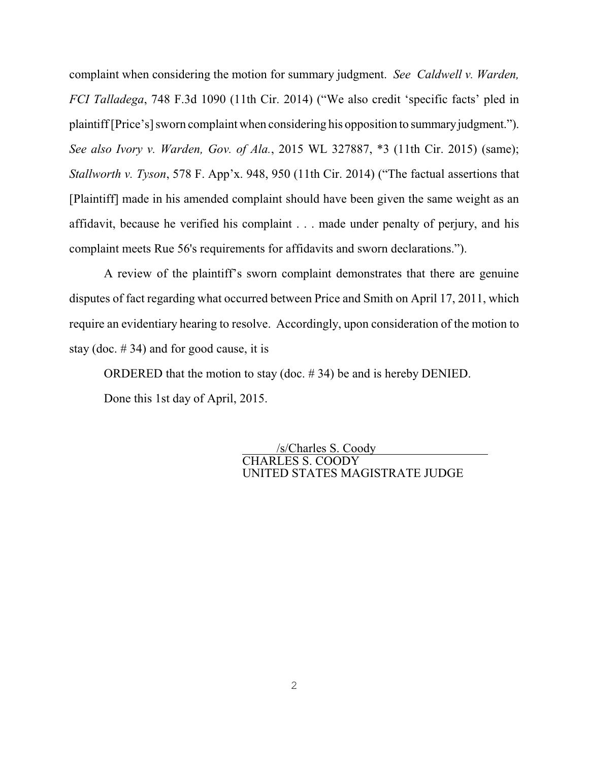complaint when considering the motion for summary judgment. *See Caldwell v. Warden, FCI Talladega*, 748 F.3d 1090 (11th Cir. 2014) ("We also credit 'specific facts' pled in plaintiff [Price's] sworn complaint when considering his opposition to summary judgment."). *See also Ivory v. Warden, Gov. of Ala.*, 2015 WL 327887, *3 (11th Cir. 2015) (same); *Stallworth v. Tyson*, 578 F. App'x. 948, 950 (11th Cir. 2014) ("The factual assertions that [Plaintiff] made in his amended complaint should have been given the same weight as an affidavit, because he verified his complaint . . . made under penalty of perjury, and his complaint meets Rue 56's requirements for affidavits and sworn declarations.").

A review of the plaintiff's sworn complaint demonstrates that there are genuine disputes of fact regarding what occurred between Price and Smith on April 17, 2011, which require an evidentiary hearing to resolve. Accordingly, upon consideration of the motion to stay (doc. # 34) and for good cause, it is

ORDERED that the motion to stay (doc. # 34) be and is hereby DENIED.

Done this 1st day of April, 2015.

/s/Charles S. Coody
CHARLES S. COODY
UNITED STATES MAGISTRATE JUDGE